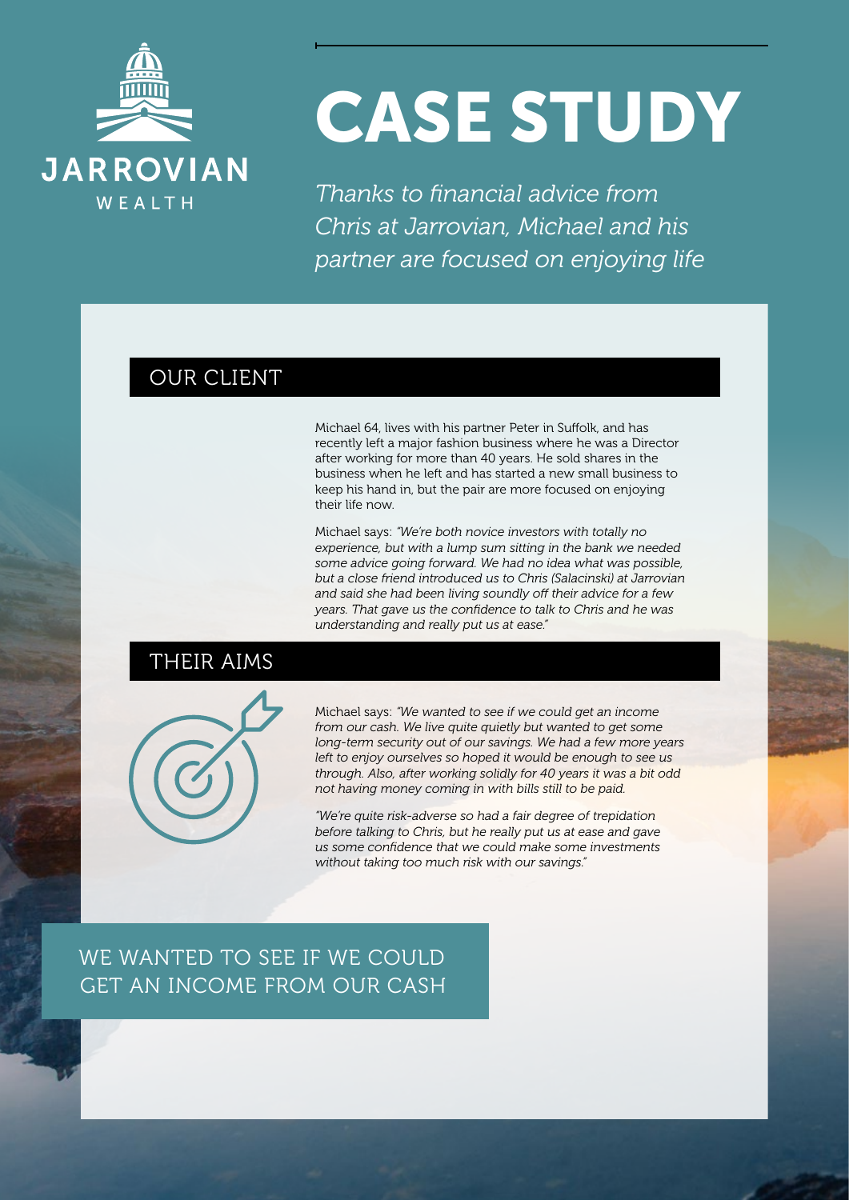JARROVIAN WEALTH

# CASE STUDY

*Thanks to financial advice from Chris at Jarrovian, Michael and his partner are focused on enjoying life*

## OUR CLIENT

Michael 64, lives with his partner Peter in Suffolk, and has recently left a major fashion business where he was a Director after working for more than 40 years. He sold shares in the business when he left and has started a new small business to keep his hand in, but the pair are more focused on enjoying their life now.

Michael says: *"We're both novice investors with totally no experience, but with a lump sum sitting in the bank we needed some advice going forward. We had no idea what was possible, but a close friend introduced us to Chris (Salacinski) at Jarrovian and said she had been living soundly off their advice for a few years. That gave us the confidence to talk to Chris and he was understanding and really put us at ease."*

## THEIR AIMS

Michael says: *"We wanted to see if we could get an income from our cash. We live quite quietly but wanted to get some long-term security out of our savings. We had a few more years left to enjoy ourselves so hoped it would be enough to see us through. Also, after working solidly for 40 years it was a bit odd not having money coming in with bills still to be paid.*

*"We're quite risk-adverse so had a fair degree of trepidation before talking to Chris, but he really put us at ease and gave us some confidence that we could make some investments without taking too much risk with our savings."*

WE WANTED TO SEE IF WE COULD GET AN INCOME FROM OUR CASH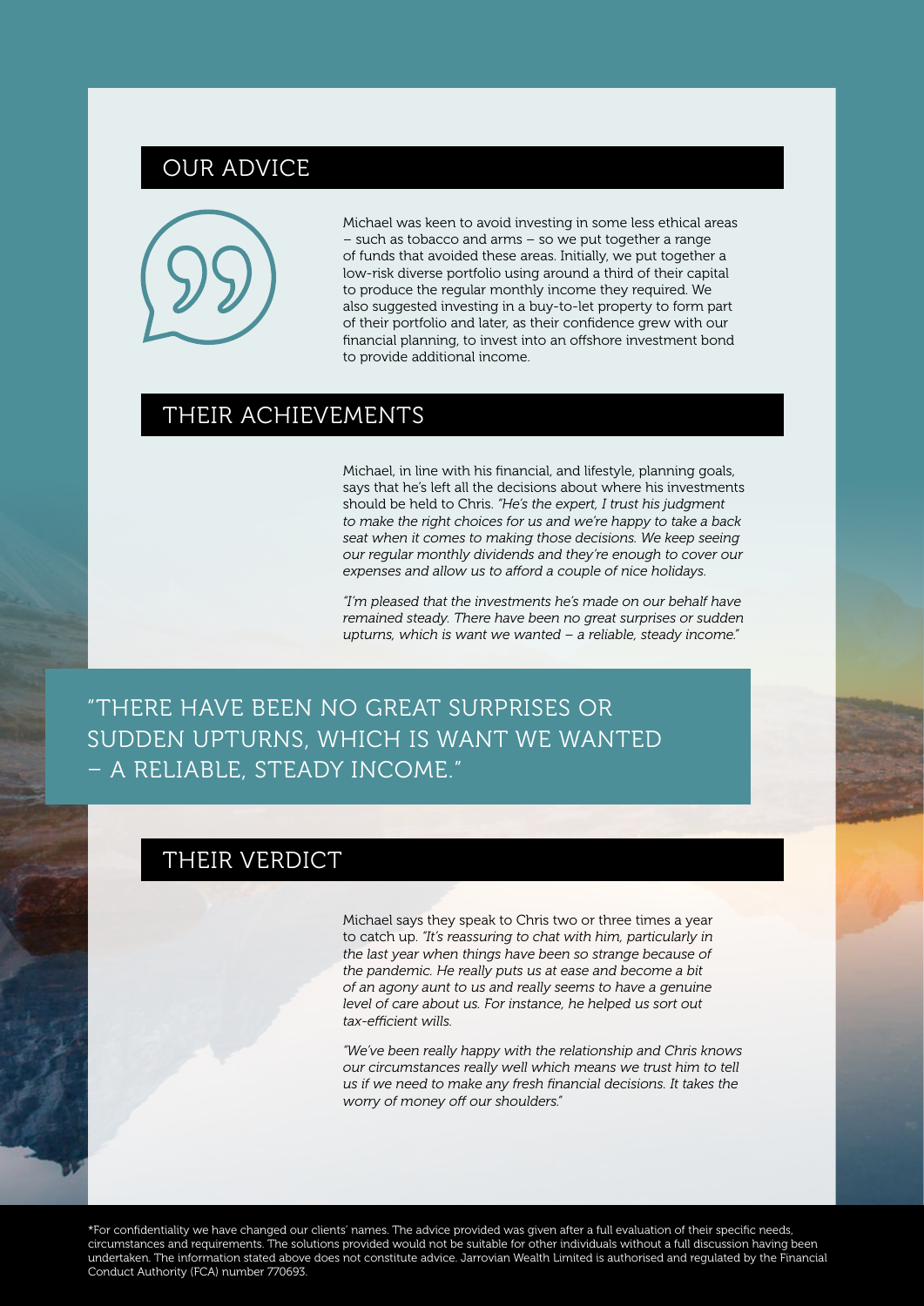## OUR ADVICE

Michael was keen to avoid investing in some less ethical areas – such as tobacco and arms – so we put together a range of funds that avoided these areas. Initially, we put together a low-risk diverse portfolio using around a third of their capital to produce the regular monthly income they required. We also suggested investing in a buy-to-let property to form part of their portfolio and later, as their confidence grew with our financial planning, to invest into an offshore investment bond to provide additional income.

## THEIR ACHIEVEMENTS

Michael, in line with his financial, and lifestyle, planning goals, says that he's left all the decisions about where his investments should be held to Chris. *"He's the expert, I trust his judgment to make the right choices for us and we're happy to take a back seat when it comes to making those decisions. We keep seeing our regular monthly dividends and they're enough to cover our expenses and allow us to afford a couple of nice holidays.*

*"I'm pleased that the investments he's made on our behalf have remained steady. There have been no great surprises or sudden upturns, which is want we wanted – a reliable, steady income."*

"THERE HAVE BEEN NO GREAT SURPRISES OR SUDDEN UPTURNS, WHICH IS WANT WE WANTED – A RELIABLE, STEADY INCOME."

## THEIR VERDICT

Michael says they speak to Chris two or three times a year to catch up. *"It's reassuring to chat with him, particularly in the last year when things have been so strange because of the pandemic. He really puts us at ease and become a bit of an agony aunt to us and really seems to have a genuine level of care about us. For instance, he helped us sort out tax-efficient wills.*

*"We've been really happy with the relationship and Chris knows our circumstances really well which means we trust him to tell us if we need to make any fresh financial decisions. It takes the worry of money off our shoulders."*

*For confidentiality we have changed our clients' names. The advice provided was given after a full evaluation of their specific needs, circumstances and requirements. The solutions provided would not be suitable for other individuals without a full discussion having been undertaken. The information stated above does not constitute advice. Jarrovian Wealth Limited is authorised and regulated by the Financial Conduct Authority (FCA) number 770693.